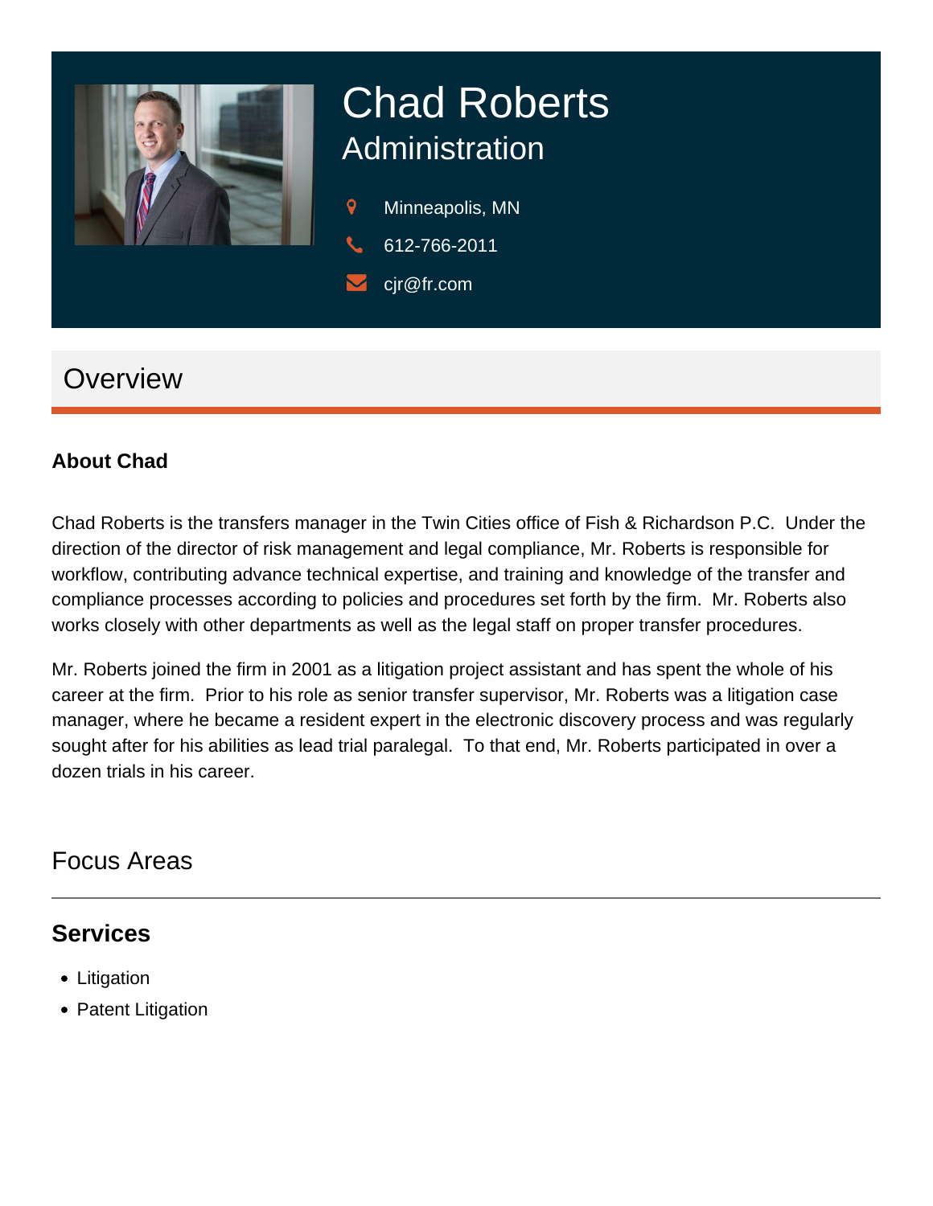# Chad Roberts

## Administration

Minneapolis, MN

612-766-2011

cjr@fr.com

## Overview

### About Chad

Chad Roberts is the transfers manager in the Twin Cities office of Fish & Richardson P.C. Under the direction of the director of risk management and legal compliance, Mr. Roberts is responsible for workflow, contributing advance technical expertise, and training and knowledge of the transfer and compliance processes according to policies and procedures set forth by the firm. Mr. Roberts also works closely with other departments as well as the legal staff on proper transfer procedures.

Mr. Roberts joined the firm in 2001 as a litigation project assistant and has spent the whole of his career at the firm. Prior to his role as senior transfer supervisor, Mr. Roberts was a litigation case manager, where he became a resident expert in the electronic discovery process and was regularly sought after for his abilities as lead trial paralegal. To that end, Mr. Roberts participated in over a dozen trials in his career.

## Focus Areas

### Services

- Litigation
- Patent Litigation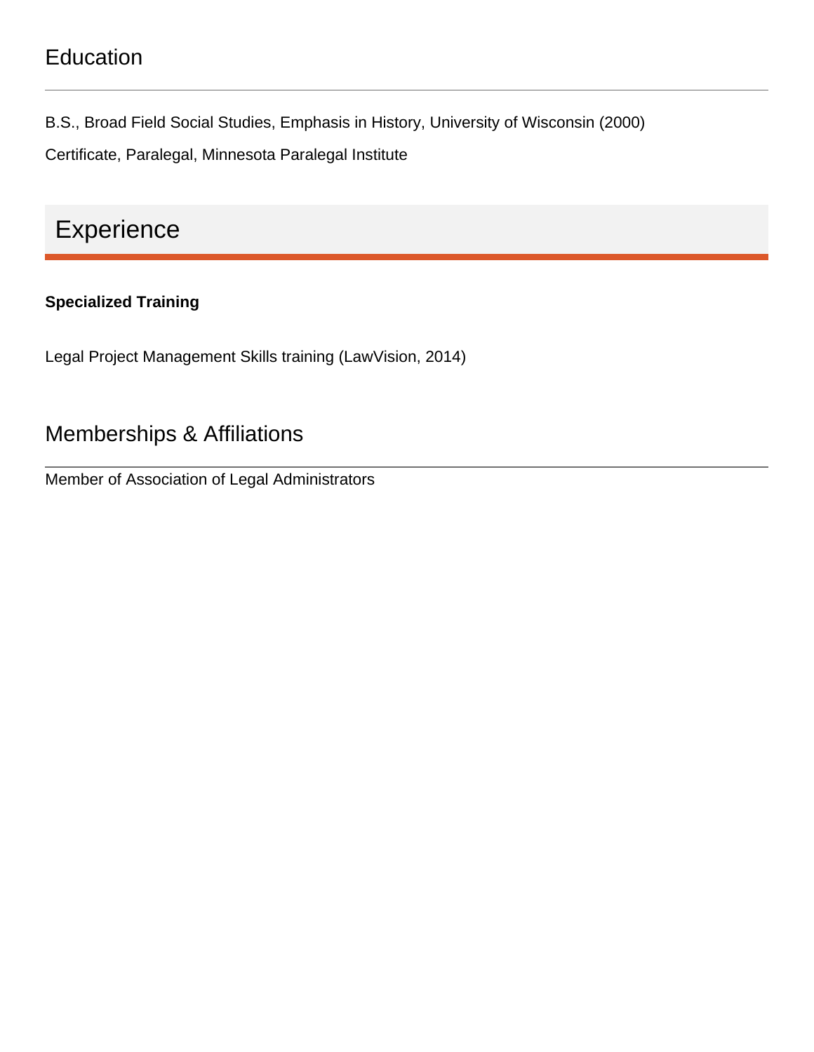## Education

B.S., Broad Field Social Studies, Emphasis in History, University of Wisconsin (2000)

Certificate, Paralegal, Minnesota Paralegal Institute

## Experience

**Specialized Training**

Legal Project Management Skills training (LawVision, 2014)

## Memberships & Affiliations

Member of Association of Legal Administrators